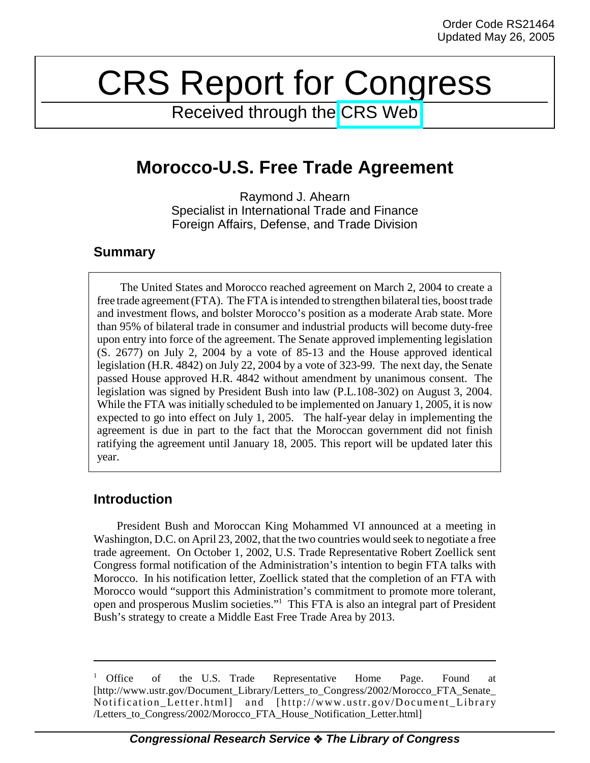Order Code RS21464
Updated May 26, 2005

# CRS Report for Congress

Received through the CRS Web

## Morocco-U.S. Free Trade Agreement

Raymond J. Ahearn
Specialist in International Trade and Finance
Foreign Affairs, Defense, and Trade Division

### Summary

The United States and Morocco reached agreement on March 2, 2004 to create a free trade agreement (FTA). The FTA is intended to strengthen bilateral ties, boost trade and investment flows, and bolster Morocco's position as a moderate Arab state. More than 95% of bilateral trade in consumer and industrial products will become duty-free upon entry into force of the agreement. The Senate approved implementing legislation (S. 2677) on July 2, 2004 by a vote of 85-13 and the House approved identical legislation (H.R. 4842) on July 22, 2004 by a vote of 323-99. The next day, the Senate passed House approved H.R. 4842 without amendment by unanimous consent. The legislation was signed by President Bush into law (P.L.108-302) on August 3, 2004. While the FTA was initially scheduled to be implemented on January 1, 2005, it is now expected to go into effect on July 1, 2005. The half-year delay in implementing the agreement is due in part to the fact that the Moroccan government did not finish ratifying the agreement until January 18, 2005. This report will be updated later this year.

### Introduction

President Bush and Moroccan King Mohammed VI announced at a meeting in Washington, D.C. on April 23, 2002, that the two countries would seek to negotiate a free trade agreement. On October 1, 2002, U.S. Trade Representative Robert Zoellick sent Congress formal notification of the Administration's intention to begin FTA talks with Morocco. In his notification letter, Zoellick stated that the completion of an FTA with Morocco would "support this Administration's commitment to promote more tolerant, open and prosperous Muslim societies."[1] This FTA is also an integral part of President Bush's strategy to create a Middle East Free Trade Area by 2013.

---

[1] Office of the U.S. Trade Representative Home Page. Found at [http://www.ustr.gov/Document_Library/Letters_to_Congress/2002/Morocco_FTA_Senate_Notification_Letter.html] and [http://www.ustr.gov/Document_Library/Letters_to_Congress/2002/Morocco_FTA_House_Notification_Letter.html]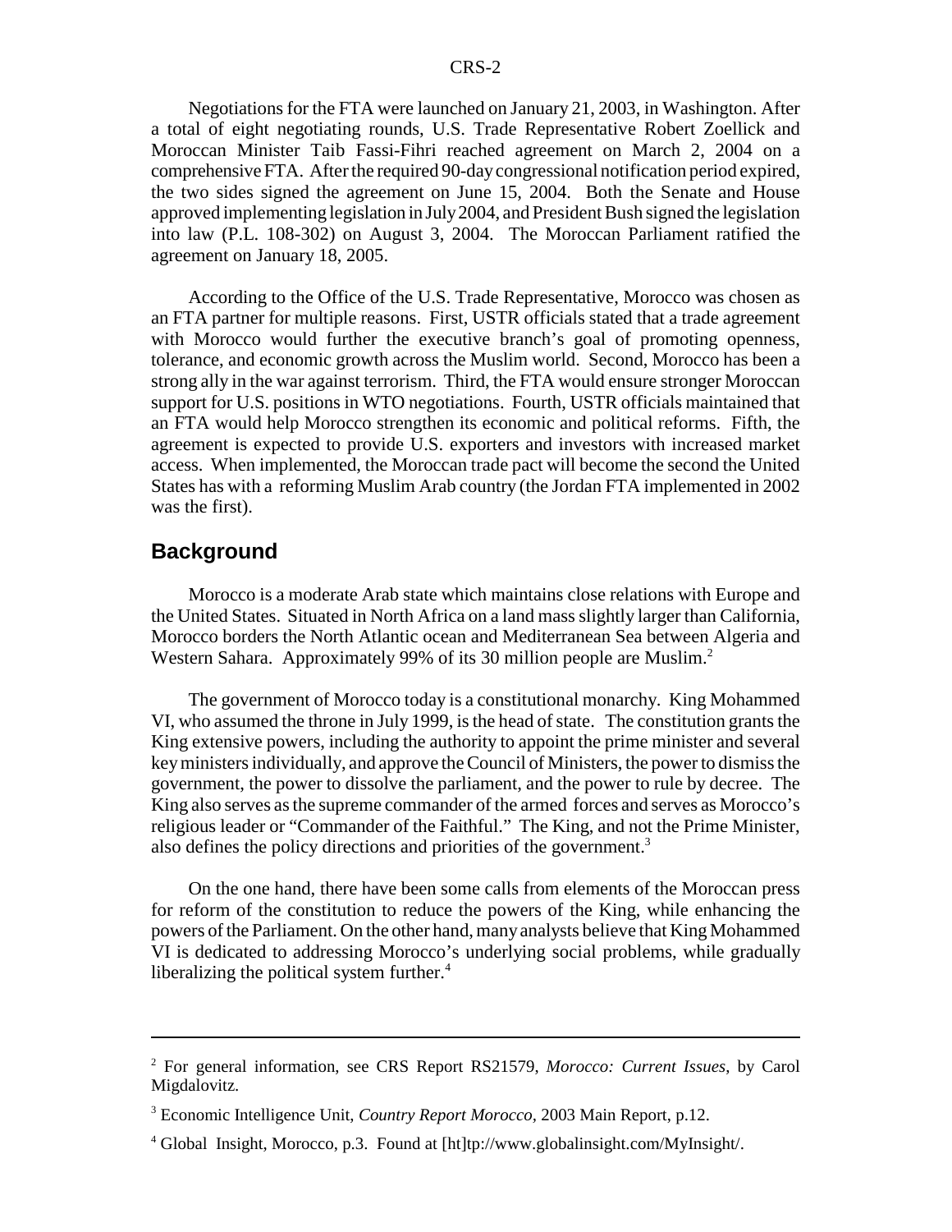Negotiations for the FTA were launched on January 21, 2003, in Washington. After a total of eight negotiating rounds, U.S. Trade Representative Robert Zoellick and Moroccan Minister Taib Fassi-Fihri reached agreement on March 2, 2004 on a comprehensive FTA. After the required 90-day congressional notification period expired, the two sides signed the agreement on June 15, 2004. Both the Senate and House approved implementing legislation in July 2004, and President Bush signed the legislation into law (P.L. 108-302) on August 3, 2004. The Moroccan Parliament ratified the agreement on January 18, 2005.

According to the Office of the U.S. Trade Representative, Morocco was chosen as an FTA partner for multiple reasons. First, USTR officials stated that a trade agreement with Morocco would further the executive branch's goal of promoting openness, tolerance, and economic growth across the Muslim world. Second, Morocco has been a strong ally in the war against terrorism. Third, the FTA would ensure stronger Moroccan support for U.S. positions in WTO negotiations. Fourth, USTR officials maintained that an FTA would help Morocco strengthen its economic and political reforms. Fifth, the agreement is expected to provide U.S. exporters and investors with increased market access. When implemented, the Moroccan trade pact will become the second the United States has with a reforming Muslim Arab country (the Jordan FTA implemented in 2002 was the first).

## Background

Morocco is a moderate Arab state which maintains close relations with Europe and the United States. Situated in North Africa on a land mass slightly larger than California, Morocco borders the North Atlantic ocean and Mediterranean Sea between Algeria and Western Sahara. Approximately 99% of its 30 million people are Muslim.[2]

The government of Morocco today is a constitutional monarchy. King Mohammed VI, who assumed the throne in July 1999, is the head of state. The constitution grants the King extensive powers, including the authority to appoint the prime minister and several key ministers individually, and approve the Council of Ministers, the power to dismiss the government, the power to dissolve the parliament, and the power to rule by decree. The King also serves as the supreme commander of the armed forces and serves as Morocco's religious leader or "Commander of the Faithful." The King, and not the Prime Minister, also defines the policy directions and priorities of the government.[3]

On the one hand, there have been some calls from elements of the Moroccan press for reform of the constitution to reduce the powers of the King, while enhancing the powers of the Parliament. On the other hand, many analysts believe that King Mohammed VI is dedicated to addressing Morocco's underlying social problems, while gradually liberalizing the political system further.[4]

---

[2] For general information, see CRS Report RS21579, *Morocco: Current Issues*, by Carol Migdalovitz.

[3] Economic Intelligence Unit, *Country Report Morocco*, 2003 Main Report, p.12.

[4] Global Insight, Morocco, p.3. Found at [ht]tp://www.globalinsight.com/MyInsight/.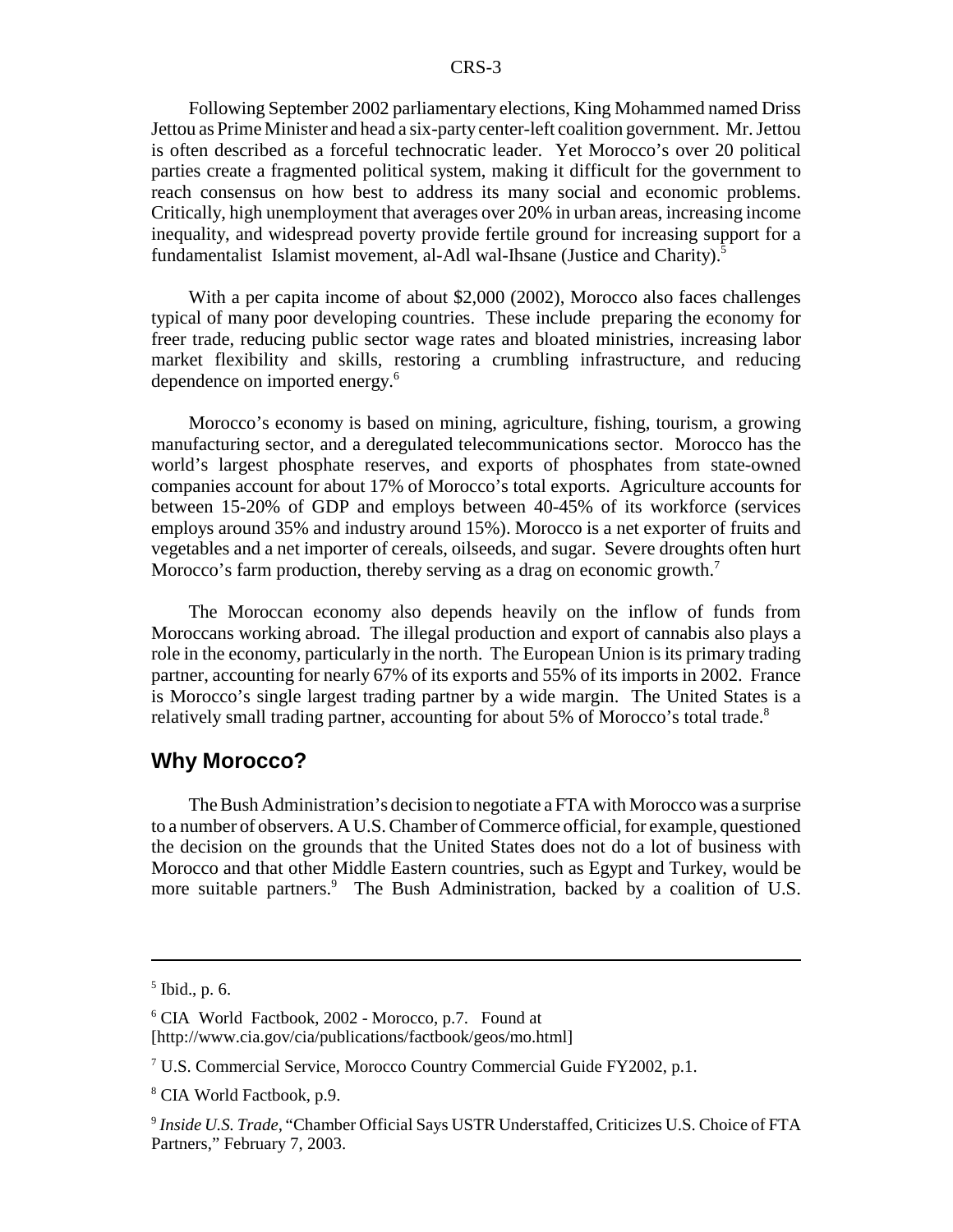Following September 2002 parliamentary elections, King Mohammed named Driss Jettou as Prime Minister and head a six-party center-left coalition government. Mr. Jettou is often described as a forceful technocratic leader. Yet Morocco's over 20 political parties create a fragmented political system, making it difficult for the government to reach consensus on how best to address its many social and economic problems. Critically, high unemployment that averages over 20% in urban areas, increasing income inequality, and widespread poverty provide fertile ground for increasing support for a fundamentalist Islamist movement, al-Adl wal-Ihsane (Justice and Charity).[5]

With a per capita income of about $2,000 (2002), Morocco also faces challenges typical of many poor developing countries. These include preparing the economy for freer trade, reducing public sector wage rates and bloated ministries, increasing labor market flexibility and skills, restoring a crumbling infrastructure, and reducing dependence on imported energy.[6]

Morocco's economy is based on mining, agriculture, fishing, tourism, a growing manufacturing sector, and a deregulated telecommunications sector. Morocco has the world's largest phosphate reserves, and exports of phosphates from state-owned companies account for about 17% of Morocco's total exports. Agriculture accounts for between 15-20% of GDP and employs between 40-45% of its workforce (services employs around 35% and industry around 15%). Morocco is a net exporter of fruits and vegetables and a net importer of cereals, oilseeds, and sugar. Severe droughts often hurt Morocco's farm production, thereby serving as a drag on economic growth.[7]

The Moroccan economy also depends heavily on the inflow of funds from Moroccans working abroad. The illegal production and export of cannabis also plays a role in the economy, particularly in the north. The European Union is its primary trading partner, accounting for nearly 67% of its exports and 55% of its imports in 2002. France is Morocco's single largest trading partner by a wide margin. The United States is a relatively small trading partner, accounting for about 5% of Morocco's total trade.[8]

## Why Morocco?

The Bush Administration's decision to negotiate a FTA with Morocco was a surprise to a number of observers. A U.S. Chamber of Commerce official, for example, questioned the decision on the grounds that the United States does not do a lot of business with Morocco and that other Middle Eastern countries, such as Egypt and Turkey, would be more suitable partners.[9] The Bush Administration, backed by a coalition of U.S.

---

[5] Ibid., p. 6.

[6] CIA World Factbook, 2002 - Morocco, p.7. Found at [http://www.cia.gov/cia/publications/factbook/geos/mo.html]

[7] U.S. Commercial Service, Morocco Country Commercial Guide FY2002, p.1.

[8] CIA World Factbook, p.9.

[9] *Inside U.S. Trade*, "Chamber Official Says USTR Understaffed, Criticizes U.S. Choice of FTA Partners," February 7, 2003.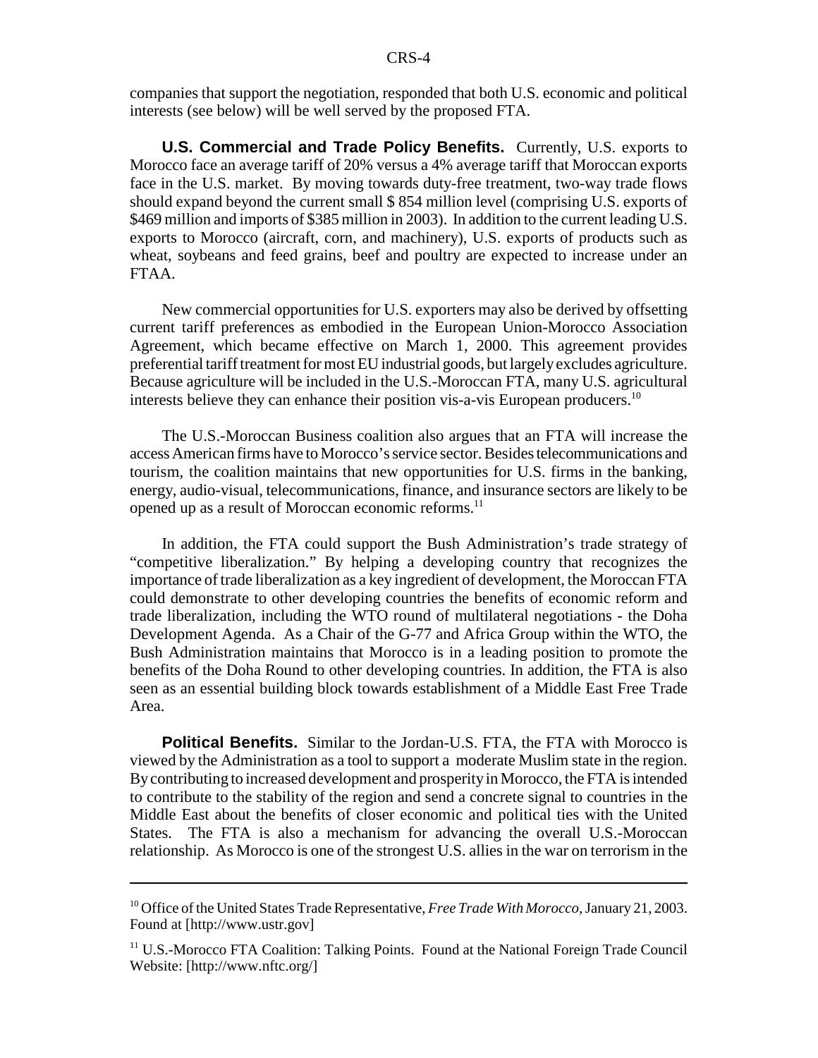companies that support the negotiation, responded that both U.S. economic and political interests (see below) will be well served by the proposed FTA.

**U.S. Commercial and Trade Policy Benefits.** Currently, U.S. exports to Morocco face an average tariff of 20% versus a 4% average tariff that Moroccan exports face in the U.S. market. By moving towards duty-free treatment, two-way trade flows should expand beyond the current small $ 854 million level (comprising U.S. exports of $469 million and imports of $385 million in 2003). In addition to the current leading U.S. exports to Morocco (aircraft, corn, and machinery), U.S. exports of products such as wheat, soybeans and feed grains, beef and poultry are expected to increase under an FTAA.

New commercial opportunities for U.S. exporters may also be derived by offsetting current tariff preferences as embodied in the European Union-Morocco Association Agreement, which became effective on March 1, 2000. This agreement provides preferential tariff treatment for most EU industrial goods, but largely excludes agriculture. Because agriculture will be included in the U.S.-Moroccan FTA, many U.S. agricultural interests believe they can enhance their position vis-a-vis European producers.[10]

The U.S.-Moroccan Business coalition also argues that an FTA will increase the access American firms have to Morocco's service sector. Besides telecommunications and tourism, the coalition maintains that new opportunities for U.S. firms in the banking, energy, audio-visual, telecommunications, finance, and insurance sectors are likely to be opened up as a result of Moroccan economic reforms.[11]

In addition, the FTA could support the Bush Administration's trade strategy of "competitive liberalization." By helping a developing country that recognizes the importance of trade liberalization as a key ingredient of development, the Moroccan FTA could demonstrate to other developing countries the benefits of economic reform and trade liberalization, including the WTO round of multilateral negotiations - the Doha Development Agenda. As a Chair of the G-77 and Africa Group within the WTO, the Bush Administration maintains that Morocco is in a leading position to promote the benefits of the Doha Round to other developing countries. In addition, the FTA is also seen as an essential building block towards establishment of a Middle East Free Trade Area.

**Political Benefits.** Similar to the Jordan-U.S. FTA, the FTA with Morocco is viewed by the Administration as a tool to support a moderate Muslim state in the region. By contributing to increased development and prosperity in Morocco, the FTA is intended to contribute to the stability of the region and send a concrete signal to countries in the Middle East about the benefits of closer economic and political ties with the United States. The FTA is also a mechanism for advancing the overall U.S.-Moroccan relationship. As Morocco is one of the strongest U.S. allies in the war on terrorism in the

---

[10] Office of the United States Trade Representative, *Free Trade With Morocco*, January 21, 2003. Found at [http://www.ustr.gov]

[11] U.S.-Morocco FTA Coalition: Talking Points. Found at the National Foreign Trade Council Website: [http://www.nftc.org/]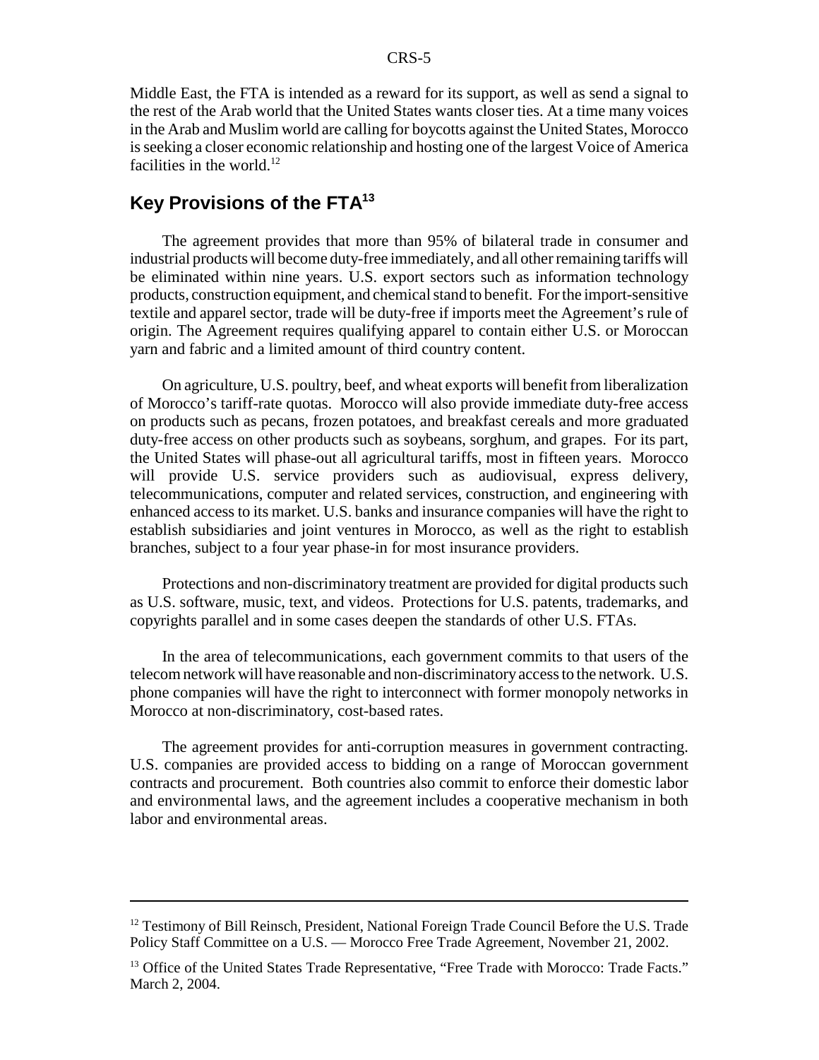Middle East, the FTA is intended as a reward for its support, as well as send a signal to the rest of the Arab world that the United States wants closer ties. At a time many voices in the Arab and Muslim world are calling for boycotts against the United States, Morocco is seeking a closer economic relationship and hosting one of the largest Voice of America facilities in the world.[12]

## Key Provisions of the FTA[13]

The agreement provides that more than 95% of bilateral trade in consumer and industrial products will become duty-free immediately, and all other remaining tariffs will be eliminated within nine years. U.S. export sectors such as information technology products, construction equipment, and chemical stand to benefit. For the import-sensitive textile and apparel sector, trade will be duty-free if imports meet the Agreement's rule of origin. The Agreement requires qualifying apparel to contain either U.S. or Moroccan yarn and fabric and a limited amount of third country content.

On agriculture, U.S. poultry, beef, and wheat exports will benefit from liberalization of Morocco's tariff-rate quotas. Morocco will also provide immediate duty-free access on products such as pecans, frozen potatoes, and breakfast cereals and more graduated duty-free access on other products such as soybeans, sorghum, and grapes. For its part, the United States will phase-out all agricultural tariffs, most in fifteen years. Morocco will provide U.S. service providers such as audiovisual, express delivery, telecommunications, computer and related services, construction, and engineering with enhanced access to its market. U.S. banks and insurance companies will have the right to establish subsidiaries and joint ventures in Morocco, as well as the right to establish branches, subject to a four year phase-in for most insurance providers.

Protections and non-discriminatory treatment are provided for digital products such as U.S. software, music, text, and videos. Protections for U.S. patents, trademarks, and copyrights parallel and in some cases deepen the standards of other U.S. FTAs.

In the area of telecommunications, each government commits to that users of the telecom network will have reasonable and non-discriminatory access to the network. U.S. phone companies will have the right to interconnect with former monopoly networks in Morocco at non-discriminatory, cost-based rates.

The agreement provides for anti-corruption measures in government contracting. U.S. companies are provided access to bidding on a range of Moroccan government contracts and procurement. Both countries also commit to enforce their domestic labor and environmental laws, and the agreement includes a cooperative mechanism in both labor and environmental areas.

---

[12] Testimony of Bill Reinsch, President, National Foreign Trade Council Before the U.S. Trade Policy Staff Committee on a U.S. — Morocco Free Trade Agreement, November 21, 2002.

[13] Office of the United States Trade Representative, "Free Trade with Morocco: Trade Facts." March 2, 2004.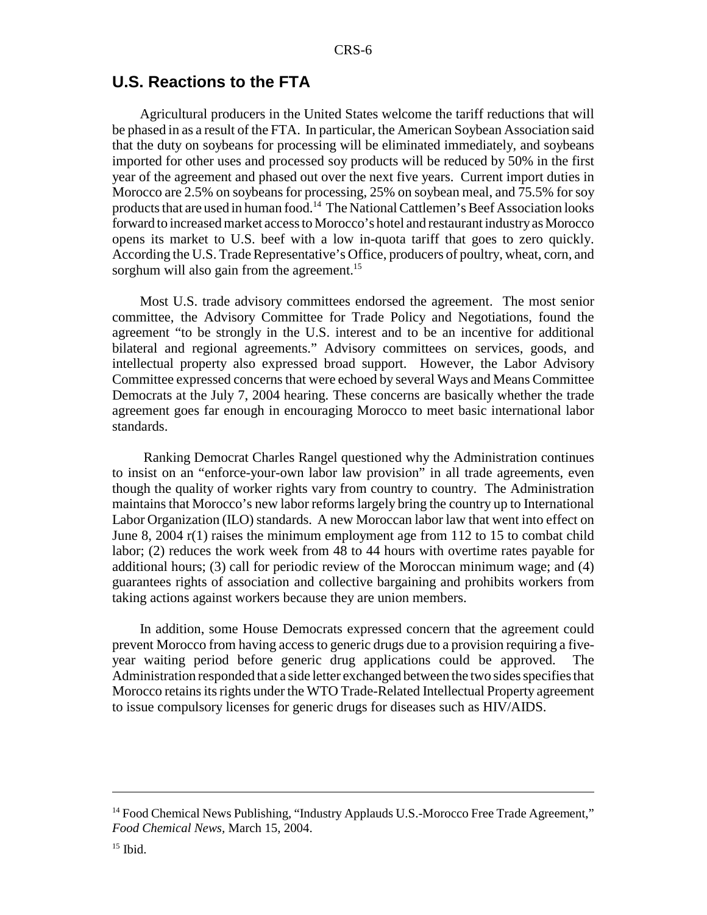## U.S. Reactions to the FTA

Agricultural producers in the United States welcome the tariff reductions that will be phased in as a result of the FTA. In particular, the American Soybean Association said that the duty on soybeans for processing will be eliminated immediately, and soybeans imported for other uses and processed soy products will be reduced by 50% in the first year of the agreement and phased out over the next five years. Current import duties in Morocco are 2.5% on soybeans for processing, 25% on soybean meal, and 75.5% for soy products that are used in human food.[14] The National Cattlemen's Beef Association looks forward to increased market access to Morocco's hotel and restaurant industry as Morocco opens its market to U.S. beef with a low in-quota tariff that goes to zero quickly. According the U.S. Trade Representative's Office, producers of poultry, wheat, corn, and sorghum will also gain from the agreement.[15]

Most U.S. trade advisory committees endorsed the agreement. The most senior committee, the Advisory Committee for Trade Policy and Negotiations, found the agreement "to be strongly in the U.S. interest and to be an incentive for additional bilateral and regional agreements." Advisory committees on services, goods, and intellectual property also expressed broad support. However, the Labor Advisory Committee expressed concerns that were echoed by several Ways and Means Committee Democrats at the July 7, 2004 hearing. These concerns are basically whether the trade agreement goes far enough in encouraging Morocco to meet basic international labor standards.

Ranking Democrat Charles Rangel questioned why the Administration continues to insist on an "enforce-your-own labor law provision" in all trade agreements, even though the quality of worker rights vary from country to country. The Administration maintains that Morocco's new labor reforms largely bring the country up to International Labor Organization (ILO) standards. A new Moroccan labor law that went into effect on June 8, 2004 r(1) raises the minimum employment age from 112 to 15 to combat child labor; (2) reduces the work week from 48 to 44 hours with overtime rates payable for additional hours; (3) call for periodic review of the Moroccan minimum wage; and (4) guarantees rights of association and collective bargaining and prohibits workers from taking actions against workers because they are union members.

In addition, some House Democrats expressed concern that the agreement could prevent Morocco from having access to generic drugs due to a provision requiring a five-year waiting period before generic drug applications could be approved. The Administration responded that a side letter exchanged between the two sides specifies that Morocco retains its rights under the WTO Trade-Related Intellectual Property agreement to issue compulsory licenses for generic drugs for diseases such as HIV/AIDS.

---

[14] Food Chemical News Publishing, "Industry Applauds U.S.-Morocco Free Trade Agreement," *Food Chemical News*, March 15, 2004.

[15] Ibid.